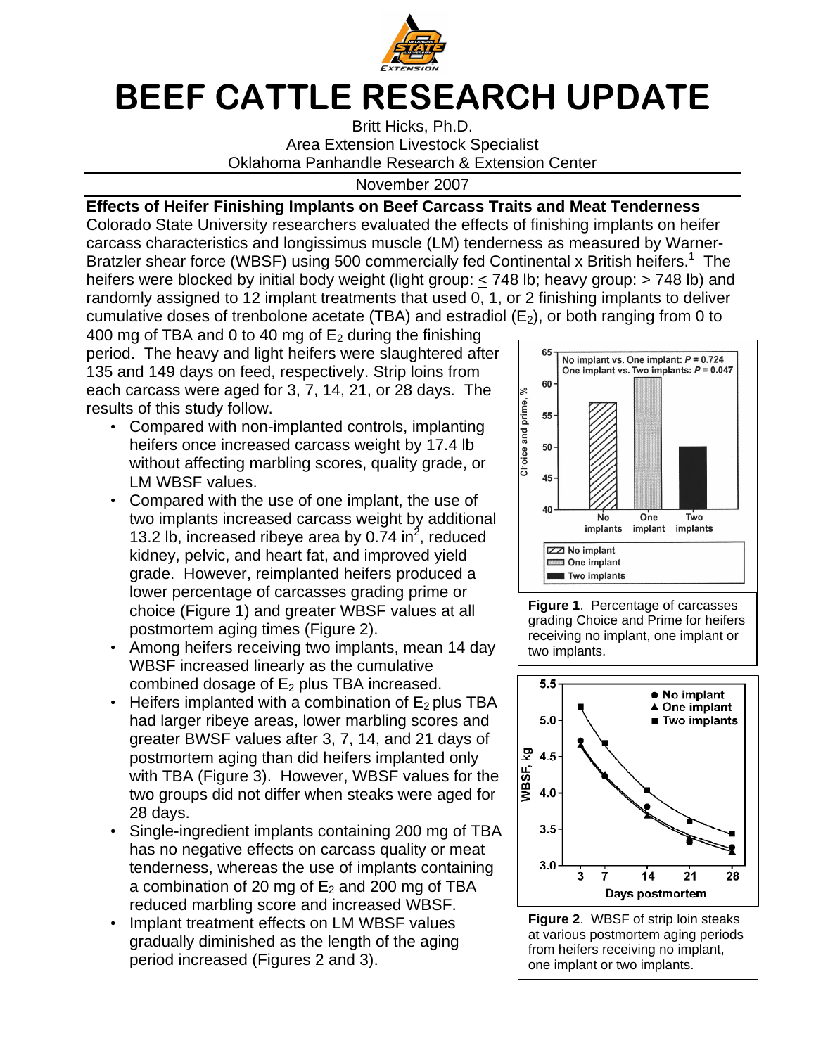# BEEF CATTLE RESEARCH UPDATE

Britt Hicks, Ph.D.
Area Extension Livestock Specialist
Oklahoma Panhandle Research & Extension Center

November 2007

**Effects of Heifer Finishing Implants on Beef Carcass Traits and Meat Tenderness**

Colorado State University researchers evaluated the effects of finishing implants on heifer carcass characteristics and longissimus muscle (LM) tenderness as measured by Warner-Bratzler shear force (WBSF) using 500 commercially fed Continental x British heifers.[1] The heifers were blocked by initial body weight (light group: ≤ 748 lb; heavy group: > 748 lb) and randomly assigned to 12 implant treatments that used 0, 1, or 2 finishing implants to deliver cumulative doses of trenbolone acetate (TBA) and estradiol ($E_2$), or both ranging from 0 to 400 mg of TBA and 0 to 40 mg of $E_2$ during the finishing period. The heavy and light heifers were slaughtered after 135 and 149 days on feed, respectively. Strip loins from each carcass were aged for 3, 7, 14, 21, or 28 days. The results of this study follow.

- Compared with non-implanted controls, implanting heifers once increased carcass weight by 17.4 lb without affecting marbling scores, quality grade, or LM WBSF values.
- Compared with the use of one implant, the use of two implants increased carcass weight by additional 13.2 lb, increased ribeye area by 0.74 in$^2$, reduced kidney, pelvic, and heart fat, and improved yield grade. However, reimplanted heifers produced a lower percentage of carcasses grading prime or choice (Figure 1) and greater WBSF values at all postmortem aging times (Figure 2).
- Among heifers receiving two implants, mean 14 day WBSF increased linearly as the cumulative combined dosage of $E_2$ plus TBA increased.
- Heifers implanted with a combination of $E_2$ plus TBA had larger ribeye areas, lower marbling scores and greater BWSF values after 3, 7, 14, and 21 days of postmortem aging than did heifers implanted only with TBA (Figure 3). However, WBSF values for the two groups did not differ when steaks were aged for 28 days.
- Single-ingredient implants containing 200 mg of TBA has no negative effects on carcass quality or meat tenderness, whereas the use of implants containing a combination of 20 mg of $E_2$ and 200 mg of TBA reduced marbling score and increased WBSF.
- Implant treatment effects on LM WBSF values gradually diminished as the length of the aging period increased (Figures 2 and 3).

No implant vs. One implant: $P = 0.724$
One implant vs. Two implants: $P = 0.047$

**Figure 1**. Percentage of carcasses grading Choice and Prime for heifers receiving no implant, one implant or two implants.

**Figure 2**. WBSF of strip loin steaks at various postmortem aging periods from heifers receiving no implant, one implant or two implants.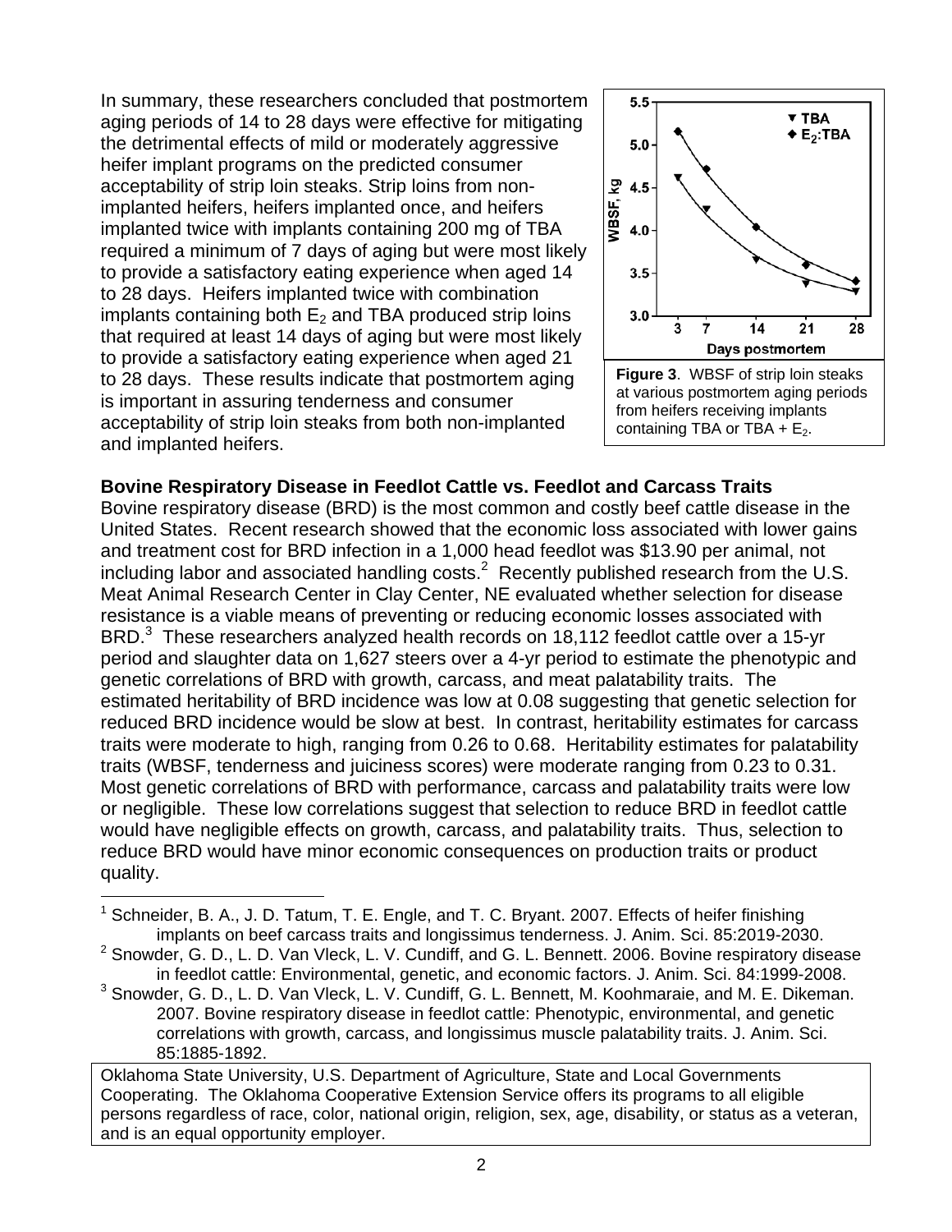In summary, these researchers concluded that postmortem aging periods of 14 to 28 days were effective for mitigating the detrimental effects of mild or moderately aggressive heifer implant programs on the predicted consumer acceptability of strip loin steaks. Strip loins from non-implanted heifers, heifers implanted once, and heifers implanted twice with implants containing 200 mg of TBA required a minimum of 7 days of aging but were most likely to provide a satisfactory eating experience when aged 14 to 28 days. Heifers implanted twice with combination implants containing both $E_2$ and TBA produced strip loins that required at least 14 days of aging but were most likely to provide a satisfactory eating experience when aged 21 to 28 days. These results indicate that postmortem aging is important in assuring tenderness and consumer acceptability of strip loin steaks from both non-implanted and implanted heifers.

5.5
5.0
4.5
4.0
3.5
3.0
WBSF, kg
3 7 14 21 28
Days postmortem
▼ TBA
◆ $E_2$:TBA

**Figure 3**. WBSF of strip loin steaks at various postmortem aging periods from heifers receiving implants containing TBA or TBA + $E_2$.

**Bovine Respiratory Disease in Feedlot Cattle vs. Feedlot and Carcass Traits**

Bovine respiratory disease (BRD) is the most common and costly beef cattle disease in the United States. Recent research showed that the economic loss associated with lower gains and treatment cost for BRD infection in a 1,000 head feedlot was $13.90 per animal, not including labor and associated handling costs.[2] Recently published research from the U.S. Meat Animal Research Center in Clay Center, NE evaluated whether selection for disease resistance is a viable means of preventing or reducing economic losses associated with BRD.[3] These researchers analyzed health records on 18,112 feedlot cattle over a 15-yr period and slaughter data on 1,627 steers over a 4-yr period to estimate the phenotypic and genetic correlations of BRD with growth, carcass, and meat palatability traits. The estimated heritability of BRD incidence was low at 0.08 suggesting that genetic selection for reduced BRD incidence would be slow at best. In contrast, heritability estimates for carcass traits were moderate to high, ranging from 0.26 to 0.68. Heritability estimates for palatability traits (WBSF, tenderness and juiciness scores) were moderate ranging from 0.23 to 0.31. Most genetic correlations of BRD with performance, carcass and palatability traits were low or negligible. These low correlations suggest that selection to reduce BRD in feedlot cattle would have negligible effects on growth, carcass, and palatability traits. Thus, selection to reduce BRD would have minor economic consequences on production traits or product quality.

[1] Schneider, B. A., J. D. Tatum, T. E. Engle, and T. C. Bryant. 2007. Effects of heifer finishing implants on beef carcass traits and longissimus tenderness. J. Anim. Sci. 85:2019-2030.

[2] Snowder, G. D., L. D. Van Vleck, L. V. Cundiff, and G. L. Bennett. 2006. Bovine respiratory disease in feedlot cattle: Environmental, genetic, and economic factors. J. Anim. Sci. 84:1999-2008.

[3] Snowder, G. D., L. D. Van Vleck, L. V. Cundiff, G. L. Bennett, M. Koohmaraie, and M. E. Dikeman. 2007. Bovine respiratory disease in feedlot cattle: Phenotypic, environmental, and genetic correlations with growth, carcass, and longissimus muscle palatability traits. J. Anim. Sci. 85:1885-1892.

Oklahoma State University, U.S. Department of Agriculture, State and Local Governments Cooperating. The Oklahoma Cooperative Extension Service offers its programs to all eligible persons regardless of race, color, national origin, religion, sex, age, disability, or status as a veteran, and is an equal opportunity employer.